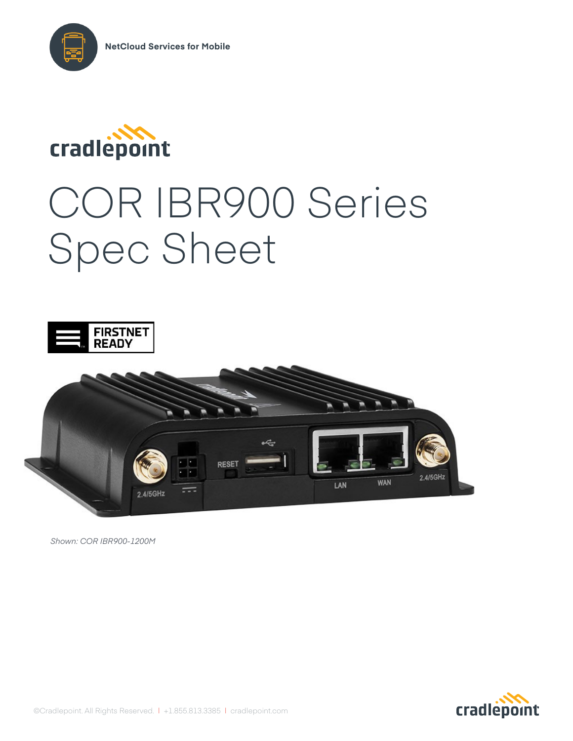NetCloud Services for Mobile

cradlepoint

# COR IBR900 Series Spec Sheet

FIRSTNET READY

*Shown: COR IBR900-1200M*

©Cradlepoint. All Rights Reserved. | +1.855.813.3385 | cradlepoint.com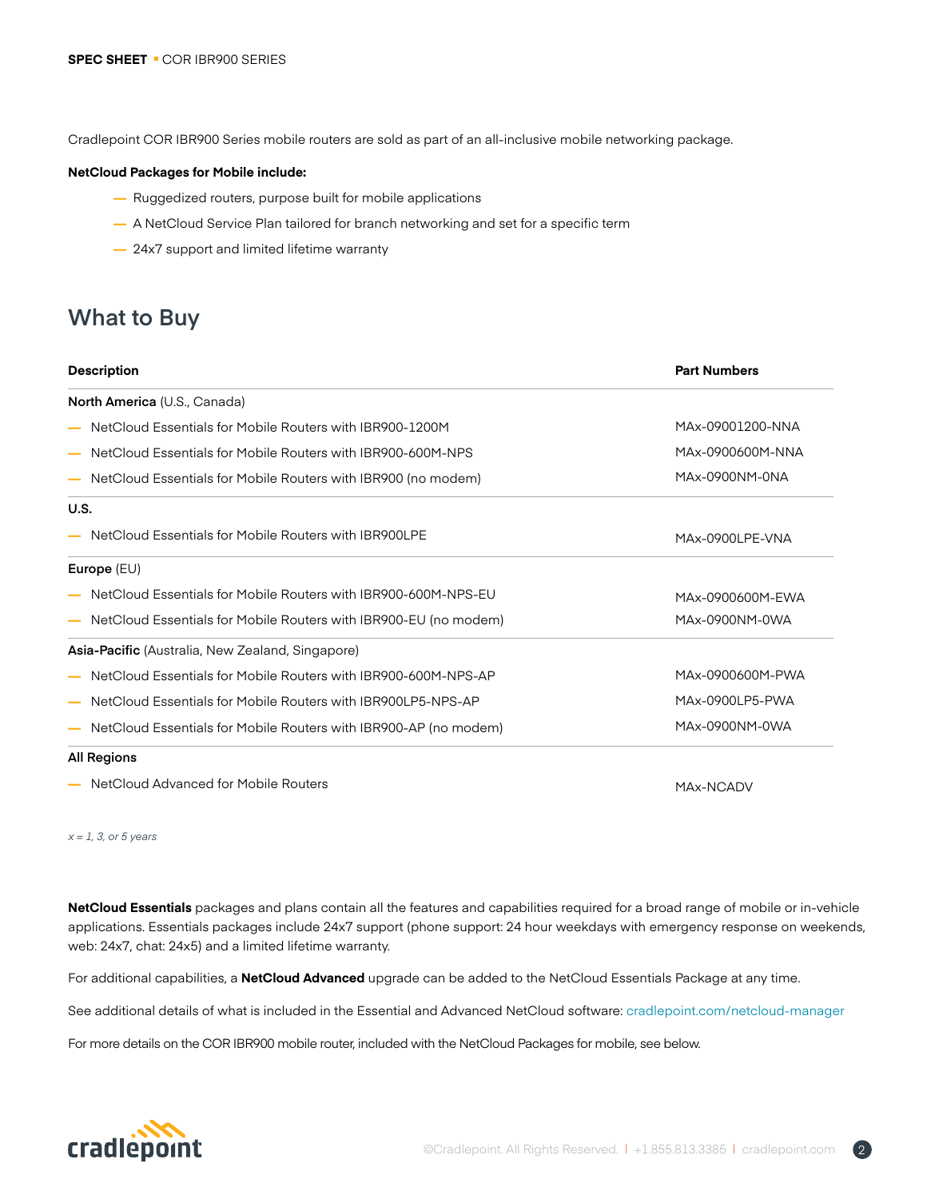Cradlepoint COR IBR900 Series mobile routers are sold as part of an all-inclusive mobile networking package.

**NetCloud Packages for Mobile include:**

- Ruggedized routers, purpose built for mobile applications
- A NetCloud Service Plan tailored for branch networking and set for a specific term
- 24x7 support and limited lifetime warranty

## What to Buy

| Description | Part Numbers |
|---|---|
| **North America** (U.S., Canada) | |
| — NetCloud Essentials for Mobile Routers with IBR900-1200M | MAx-09001200-NNA |
| — NetCloud Essentials for Mobile Routers with IBR900-600M-NPS | MAx-0900600M-NNA |
| — NetCloud Essentials for Mobile Routers with IBR900 (no modem) | MAx-0900NM-0NA |
| **U.S.** | |
| — NetCloud Essentials for Mobile Routers with IBR900LPE | MAx-0900LPE-VNA |
| **Europe** (EU) | |
| — NetCloud Essentials for Mobile Routers with IBR900-600M-NPS-EU | MAx-0900600M-EWA |
| — NetCloud Essentials for Mobile Routers with IBR900-EU (no modem) | MAx-0900NM-0WA |
| **Asia-Pacific** (Australia, New Zealand, Singapore) | |
| — NetCloud Essentials for Mobile Routers with IBR900-600M-NPS-AP | MAx-0900600M-PWA |
| — NetCloud Essentials for Mobile Routers with IBR900LP5-NPS-AP | MAx-0900LP5-PWA |
| — NetCloud Essentials for Mobile Routers with IBR900-AP (no modem) | MAx-0900NM-0WA |
| **All Regions** | |
| — NetCloud Advanced for Mobile Routers | MAx-NCADV |

*x = 1, 3, or 5 years*

**NetCloud Essentials** packages and plans contain all the features and capabilities required for a broad range of mobile or in-vehicle applications. Essentials packages include 24x7 support (phone support: 24 hour weekdays with emergency response on weekends, web: 24x7, chat: 24x5) and a limited lifetime warranty.

For additional capabilities, a **NetCloud Advanced** upgrade can be added to the NetCloud Essentials Package at any time.

See additional details of what is included in the Essential and Advanced NetCloud software: cradlepoint.com/netcloud-manager

For more details on the COR IBR900 mobile router, included with the NetCloud Packages for mobile, see below.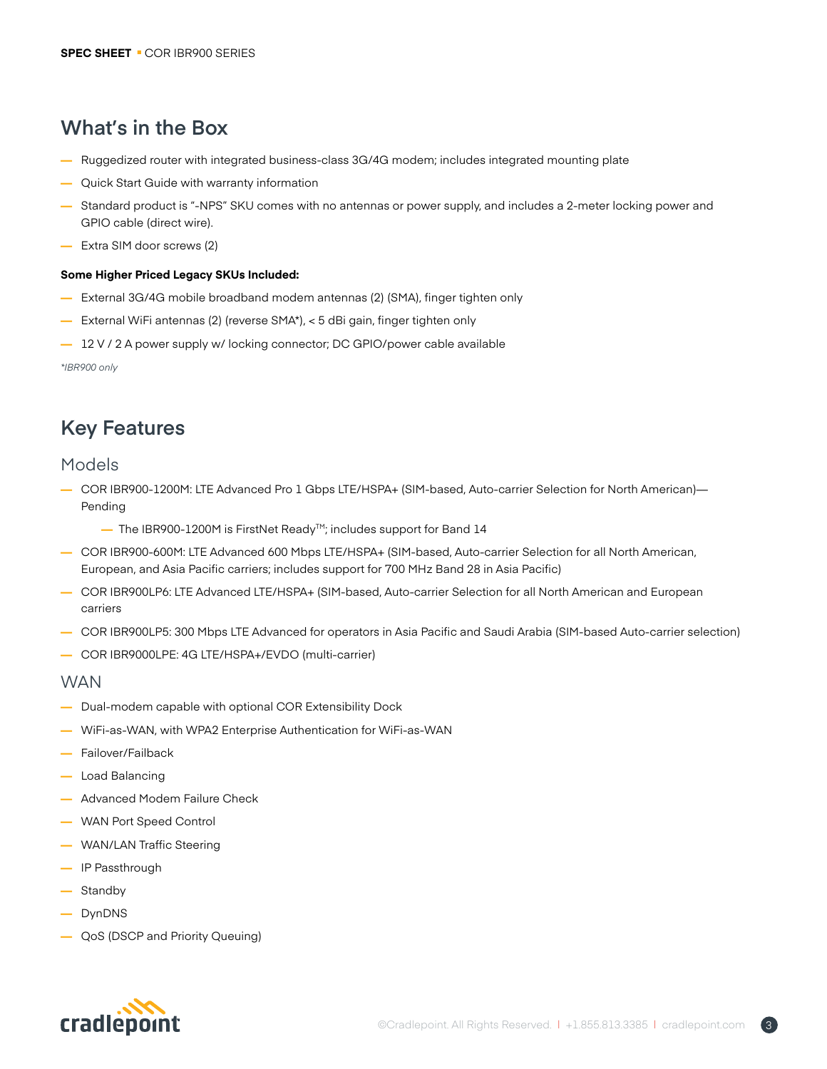## What's in the Box

- Ruggedized router with integrated business-class 3G/4G modem; includes integrated mounting plate
- Quick Start Guide with warranty information
- Standard product is "-NPS" SKU comes with no antennas or power supply, and includes a 2-meter locking power and GPIO cable (direct wire).
- Extra SIM door screws (2)

**Some Higher Priced Legacy SKUs Included:**

- External 3G/4G mobile broadband modem antennas (2) (SMA), finger tighten only
- External WiFi antennas (2) (reverse SMA*), < 5 dBi gain, finger tighten only
- 12 V / 2 A power supply w/ locking connector; DC GPIO/power cable available

*\*IBR900 only*

## Key Features

### Models

- COR IBR900-1200M: LTE Advanced Pro 1 Gbps LTE/HSPA+ (SIM-based, Auto-carrier Selection for North American)—Pending
  - The IBR900-1200M is FirstNet Ready™; includes support for Band 14
- COR IBR900-600M: LTE Advanced 600 Mbps LTE/HSPA+ (SIM-based, Auto-carrier Selection for all North American, European, and Asia Pacific carriers; includes support for 700 MHz Band 28 in Asia Pacific)
- COR IBR900LP6: LTE Advanced LTE/HSPA+ (SIM-based, Auto-carrier Selection for all North American and European carriers
- COR IBR900LP5: 300 Mbps LTE Advanced for operators in Asia Pacific and Saudi Arabia (SIM-based Auto-carrier selection)
- COR IBR9000LPE: 4G LTE/HSPA+/EVDO (multi-carrier)

### WAN

- Dual-modem capable with optional COR Extensibility Dock
- WiFi-as-WAN, with WPA2 Enterprise Authentication for WiFi-as-WAN
- Failover/Failback
- Load Balancing
- Advanced Modem Failure Check
- WAN Port Speed Control
- WAN/LAN Traffic Steering
- IP Passthrough
- Standby
- DynDNS
- QoS (DSCP and Priority Queuing)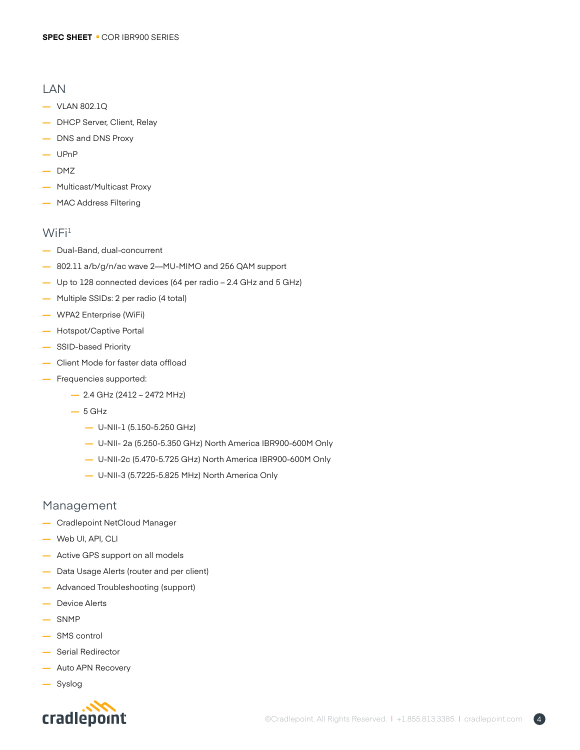## LAN

- VLAN 802.1Q
- DHCP Server, Client, Relay
- DNS and DNS Proxy
- UPnP
- DMZ
- Multicast/Multicast Proxy
- MAC Address Filtering

## WiFi[1]

- Dual-Band, dual-concurrent
- 802.11 a/b/g/n/ac wave 2—MU-MIMO and 256 QAM support
- Up to 128 connected devices (64 per radio – 2.4 GHz and 5 GHz)
- Multiple SSIDs: 2 per radio (4 total)
- WPA2 Enterprise (WiFi)
- Hotspot/Captive Portal
- SSID-based Priority
- Client Mode for faster data offload
- Frequencies supported:
  - 2.4 GHz (2412 – 2472 MHz)
  - 5 GHz
    - U-NII-1 (5.150-5.250 GHz)
    - U-NII- 2a (5.250-5.350 GHz) North America IBR900-600M Only
    - U-NII-2c (5.470-5.725 GHz) North America IBR900-600M Only
    - U-NII-3 (5.7225-5.825 MHz) North America Only

## Management

- Cradlepoint NetCloud Manager
- Web UI, API, CLI
- Active GPS support on all models
- Data Usage Alerts (router and per client)
- Advanced Troubleshooting (support)
- Device Alerts
- SNMP
- SMS control
- Serial Redirector
- Auto APN Recovery
- Syslog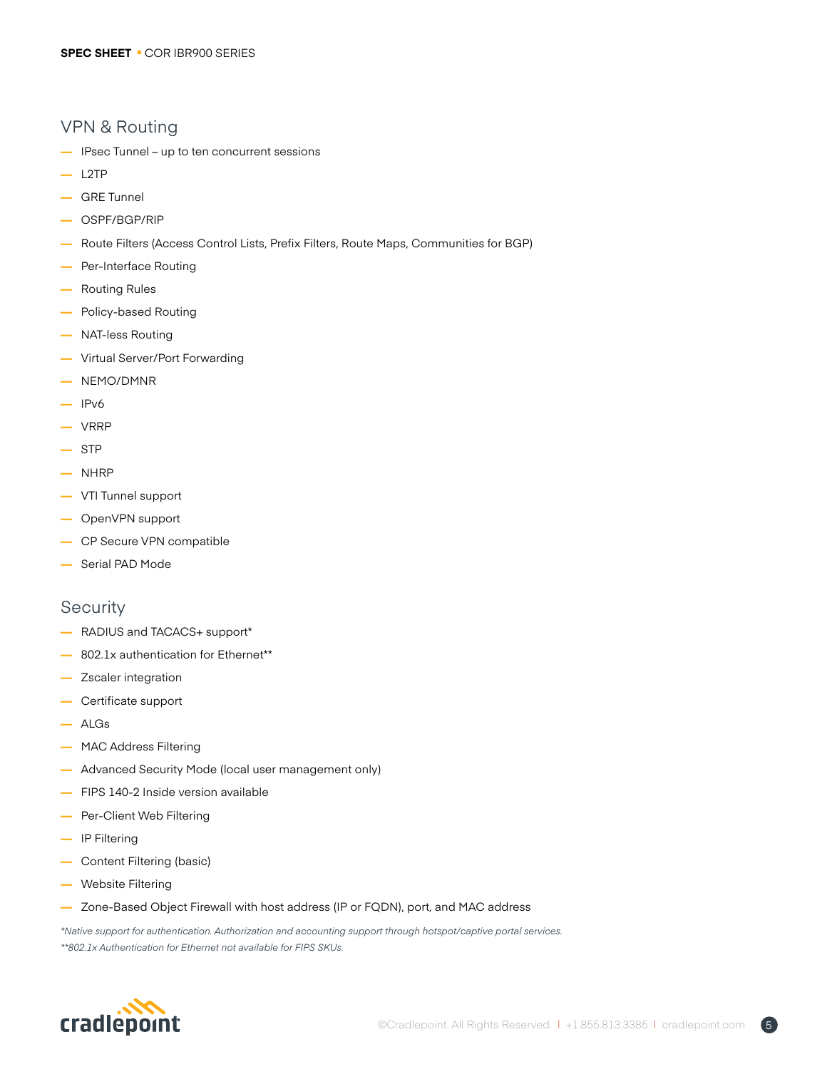## VPN & Routing

- IPsec Tunnel – up to ten concurrent sessions
- L2TP
- GRE Tunnel
- OSPF/BGP/RIP
- Route Filters (Access Control Lists, Prefix Filters, Route Maps, Communities for BGP)
- Per-Interface Routing
- Routing Rules
- Policy-based Routing
- NAT-less Routing
- Virtual Server/Port Forwarding
- NEMO/DMNR
- IPv6
- VRRP
- STP
- NHRP
- VTI Tunnel support
- OpenVPN support
- CP Secure VPN compatible
- Serial PAD Mode

## Security

- RADIUS and TACACS+ support*
- 802.1x authentication for Ethernet**
- Zscaler integration
- Certificate support
- ALGs
- MAC Address Filtering
- Advanced Security Mode (local user management only)
- FIPS 140-2 Inside version available
- Per-Client Web Filtering
- IP Filtering
- Content Filtering (basic)
- Website Filtering
- Zone-Based Object Firewall with host address (IP or FQDN), port, and MAC address

*\*Native support for authentication. Authorization and accounting support through hotspot/captive portal services.*

*\*\*802.1x Authentication for Ethernet not available for FIPS SKUs.*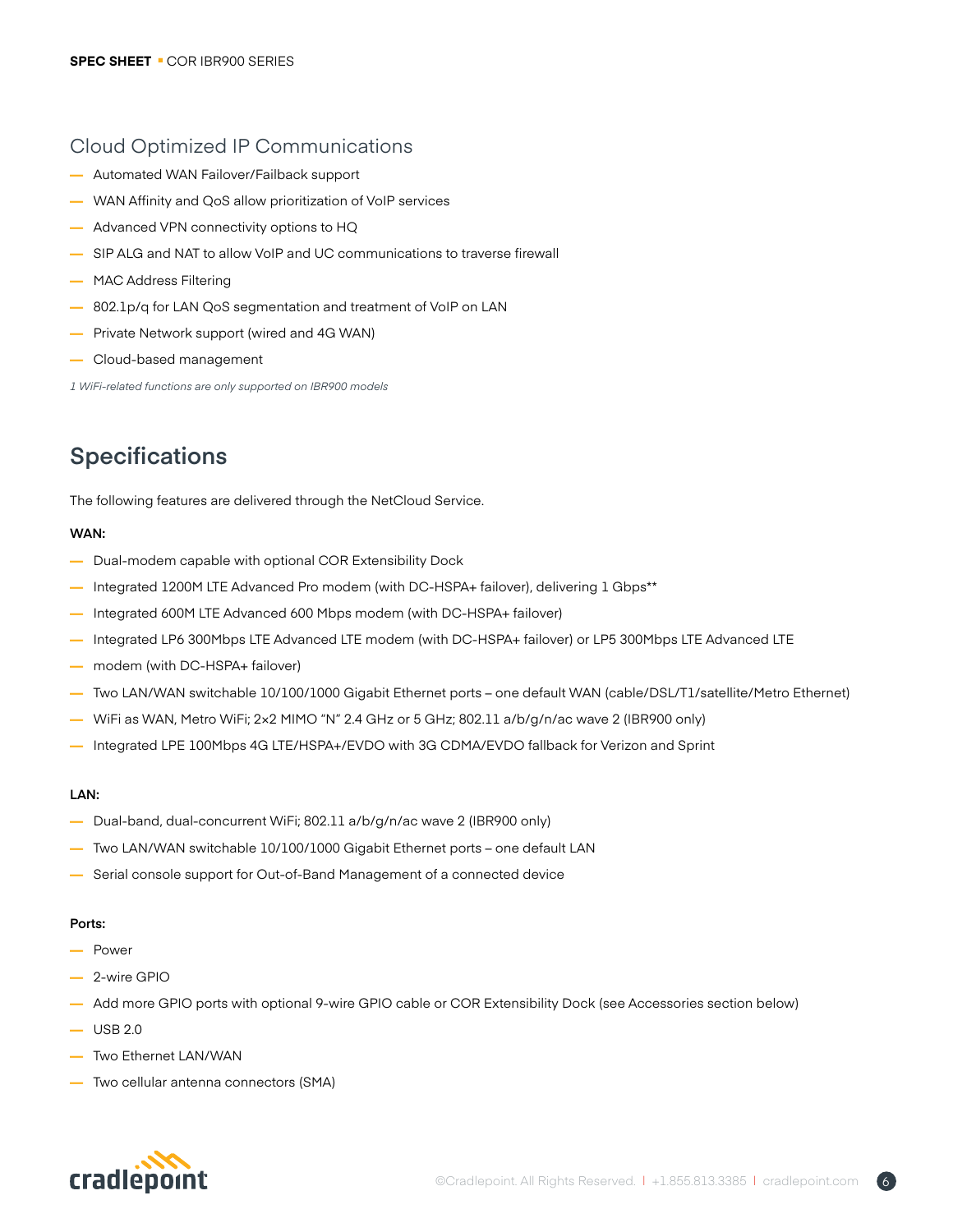## Cloud Optimized IP Communications

- Automated WAN Failover/Failback support
- WAN Affinity and QoS allow prioritization of VoIP services
- Advanced VPN connectivity options to HQ
- SIP ALG and NAT to allow VoIP and UC communications to traverse firewall
- MAC Address Filtering
- 802.1p/q for LAN QoS segmentation and treatment of VoIP on LAN
- Private Network support (wired and 4G WAN)
- Cloud-based management

*1 WiFi-related functions are only supported on IBR900 models*

# Specifications

The following features are delivered through the NetCloud Service.

**WAN:**

- Dual-modem capable with optional COR Extensibility Dock
- Integrated 1200M LTE Advanced Pro modem (with DC-HSPA+ failover), delivering 1 Gbps**
- Integrated 600M LTE Advanced 600 Mbps modem (with DC-HSPA+ failover)
- Integrated LP6 300Mbps LTE Advanced LTE modem (with DC-HSPA+ failover) or LP5 300Mbps LTE Advanced LTE
- modem (with DC-HSPA+ failover)
- Two LAN/WAN switchable 10/100/1000 Gigabit Ethernet ports – one default WAN (cable/DSL/T1/satellite/Metro Ethernet)
- WiFi as WAN, Metro WiFi; 2×2 MIMO "N" 2.4 GHz or 5 GHz; 802.11 a/b/g/n/ac wave 2 (IBR900 only)
- Integrated LPE 100Mbps 4G LTE/HSPA+/EVDO with 3G CDMA/EVDO fallback for Verizon and Sprint

**LAN:**

- Dual-band, dual-concurrent WiFi; 802.11 a/b/g/n/ac wave 2 (IBR900 only)
- Two LAN/WAN switchable 10/100/1000 Gigabit Ethernet ports – one default LAN
- Serial console support for Out-of-Band Management of a connected device

**Ports:**

- Power
- 2-wire GPIO
- Add more GPIO ports with optional 9-wire GPIO cable or COR Extensibility Dock (see Accessories section below)
- USB 2.0
- Two Ethernet LAN/WAN
- Two cellular antenna connectors (SMA)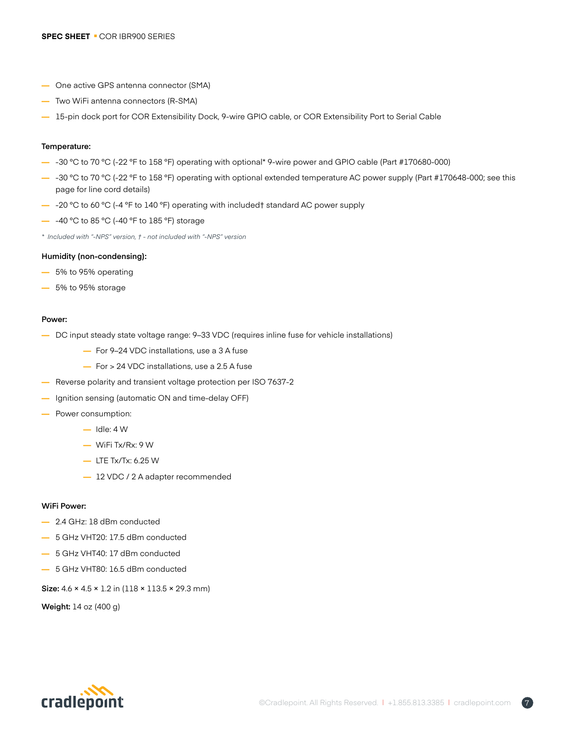- One active GPS antenna connector (SMA)
- Two WiFi antenna connectors (R-SMA)
- 15-pin dock port for COR Extensibility Dock, 9-wire GPIO cable, or COR Extensibility Port to Serial Cable

**Temperature:**

- -30 °C to 70 °C (-22 °F to 158 °F) operating with optional* 9-wire power and GPIO cable (Part #170680-000)
- -30 °C to 70 °C (-22 °F to 158 °F) operating with optional extended temperature AC power supply (Part #170648-000; see this page for line cord details)
- -20 °C to 60 °C (-4 °F to 140 °F) operating with included† standard AC power supply
- -40 °C to 85 °C (-40 °F to 185 °F) storage

*\* Included with "-NPS" version, † - not included with "-NPS" version*

**Humidity (non-condensing):**

- 5% to 95% operating
- 5% to 95% storage

**Power:**

- DC input steady state voltage range: 9–33 VDC (requires inline fuse for vehicle installations)
    - For 9–24 VDC installations, use a 3 A fuse
    - For > 24 VDC installations, use a 2.5 A fuse
- Reverse polarity and transient voltage protection per ISO 7637-2
- Ignition sensing (automatic ON and time-delay OFF)
- Power consumption:
    - Idle: 4 W
    - WiFi Tx/Rx: 9 W
    - LTE Tx/Tx: 6.25 W
    - 12 VDC / 2 A adapter recommended

**WiFi Power:**

- 2.4 GHz: 18 dBm conducted
- 5 GHz VHT20: 17.5 dBm conducted
- 5 GHz VHT40: 17 dBm conducted
- 5 GHz VHT80: 16.5 dBm conducted

**Size:** 4.6 × 4.5 × 1.2 in (118 × 113.5 × 29.3 mm)

**Weight:** 14 oz (400 g)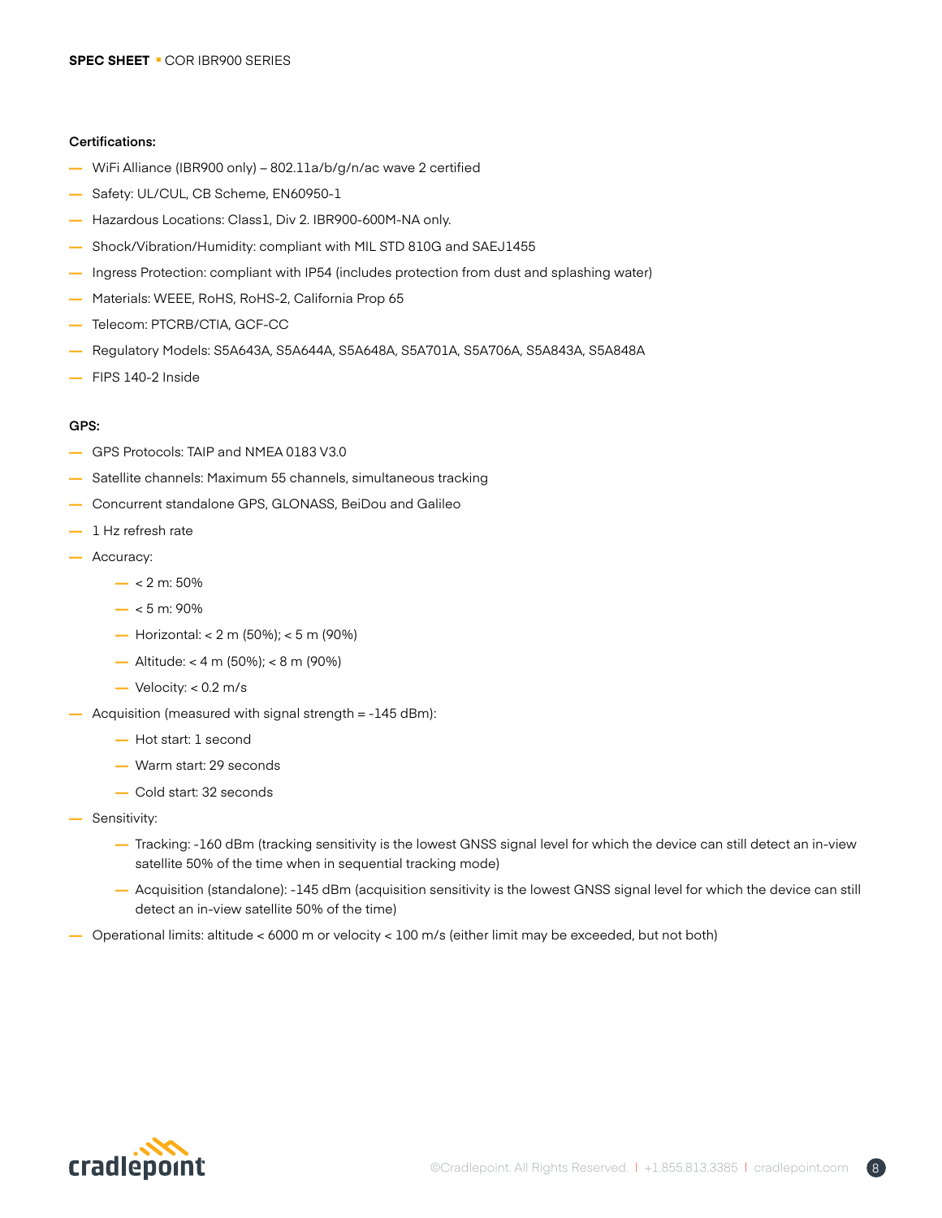**Certifications:**

- WiFi Alliance (IBR900 only) – 802.11a/b/g/n/ac wave 2 certified
- Safety: UL/CUL, CB Scheme, EN60950-1
- Hazardous Locations: Class1, Div 2. IBR900-600M-NA only.
- Shock/Vibration/Humidity: compliant with MIL STD 810G and SAEJ1455
- Ingress Protection: compliant with IP54 (includes protection from dust and splashing water)
- Materials: WEEE, RoHS, RoHS-2, California Prop 65
- Telecom: PTCRB/CTIA, GCF-CC
- Regulatory Models: S5A643A, S5A644A, S5A648A, S5A701A, S5A706A, S5A843A, S5A848A
- FIPS 140-2 Inside

**GPS:**

- GPS Protocols: TAIP and NMEA 0183 V3.0
- Satellite channels: Maximum 55 channels, simultaneous tracking
- Concurrent standalone GPS, GLONASS, BeiDou and Galileo
- 1 Hz refresh rate
- Accuracy:
  - < 2 m: 50%
  - < 5 m: 90%
  - Horizontal: < 2 m (50%); < 5 m (90%)
  - Altitude: < 4 m (50%); < 8 m (90%)
  - Velocity: < 0.2 m/s
- Acquisition (measured with signal strength = -145 dBm):
  - Hot start: 1 second
  - Warm start: 29 seconds
  - Cold start: 32 seconds
- Sensitivity:
  - Tracking: -160 dBm (tracking sensitivity is the lowest GNSS signal level for which the device can still detect an in-view satellite 50% of the time when in sequential tracking mode)
  - Acquisition (standalone): -145 dBm (acquisition sensitivity is the lowest GNSS signal level for which the device can still detect an in-view satellite 50% of the time)
- Operational limits: altitude < 6000 m or velocity < 100 m/s (either limit may be exceeded, but not both)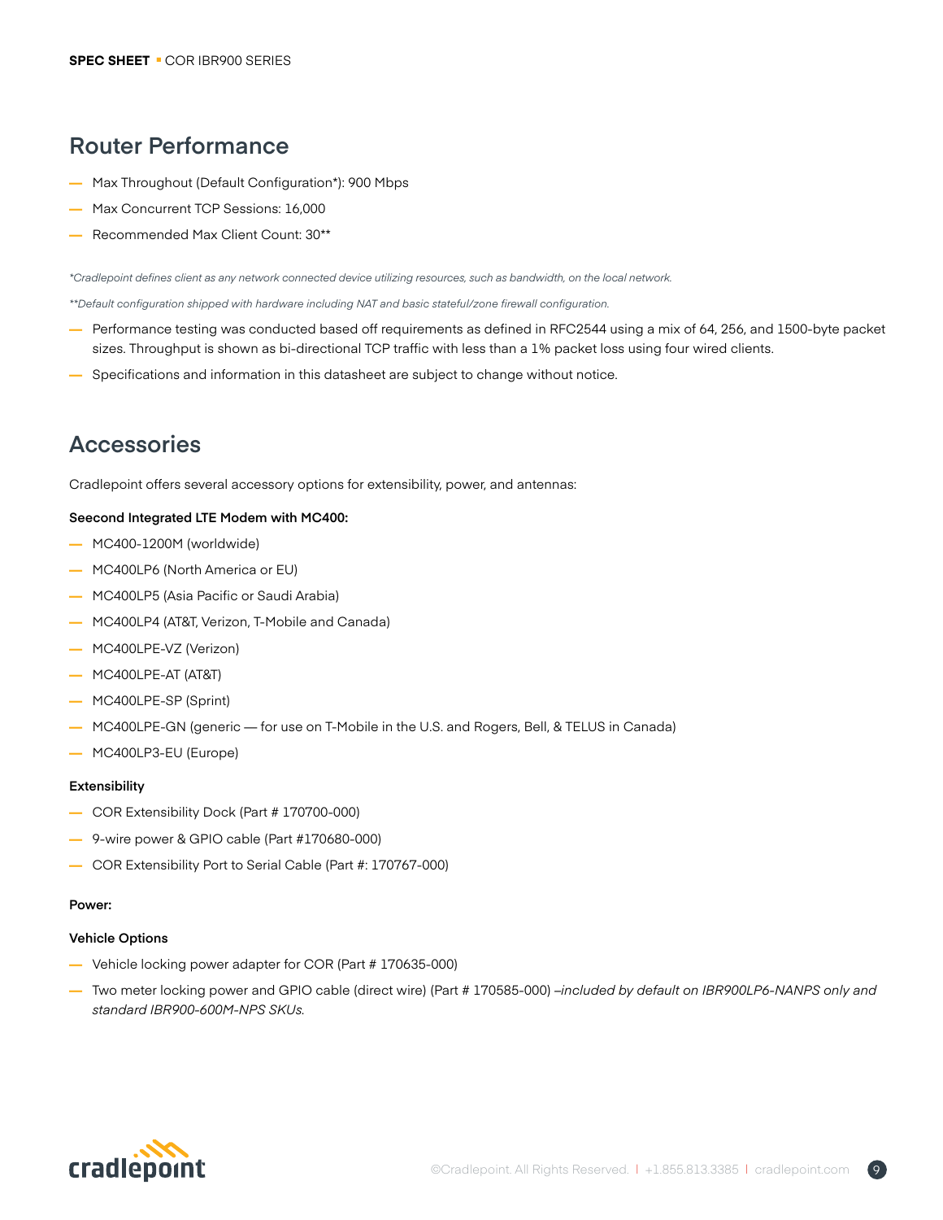## Router Performance

- Max Throughout (Default Configuration*): 900 Mbps
- Max Concurrent TCP Sessions: 16,000
- Recommended Max Client Count: 30**

*\*Cradlepoint defines client as any network connected device utilizing resources, such as bandwidth, on the local network.*

*\*\*Default configuration shipped with hardware including NAT and basic stateful/zone firewall configuration.*

- Performance testing was conducted based off requirements as defined in RFC2544 using a mix of 64, 256, and 1500-byte packet sizes. Throughput is shown as bi-directional TCP traffic with less than a 1% packet loss using four wired clients.
- Specifications and information in this datasheet are subject to change without notice.

## Accessories

Cradlepoint offers several accessory options for extensibility, power, and antennas:

**Seecond Integrated LTE Modem with MC400:**

- MC400-1200M (worldwide)
- MC400LP6 (North America or EU)
- MC400LP5 (Asia Pacific or Saudi Arabia)
- MC400LP4 (AT&T, Verizon, T-Mobile and Canada)
- MC400LPE-VZ (Verizon)
- MC400LPE-AT (AT&T)
- MC400LPE-SP (Sprint)
- MC400LPE-GN (generic — for use on T-Mobile in the U.S. and Rogers, Bell, & TELUS in Canada)
- MC400LP3-EU (Europe)

**Extensibility**

- COR Extensibility Dock (Part # 170700-000)
- 9-wire power & GPIO cable (Part #170680-000)
- COR Extensibility Port to Serial Cable (Part #: 170767-000)

**Power:**

**Vehicle Options**

- Vehicle locking power adapter for COR (Part # 170635-000)
- Two meter locking power and GPIO cable (direct wire) (Part # 170585-000) –*included by default on IBR900LP6-NANPS only and standard IBR900-600M-NPS SKUs.*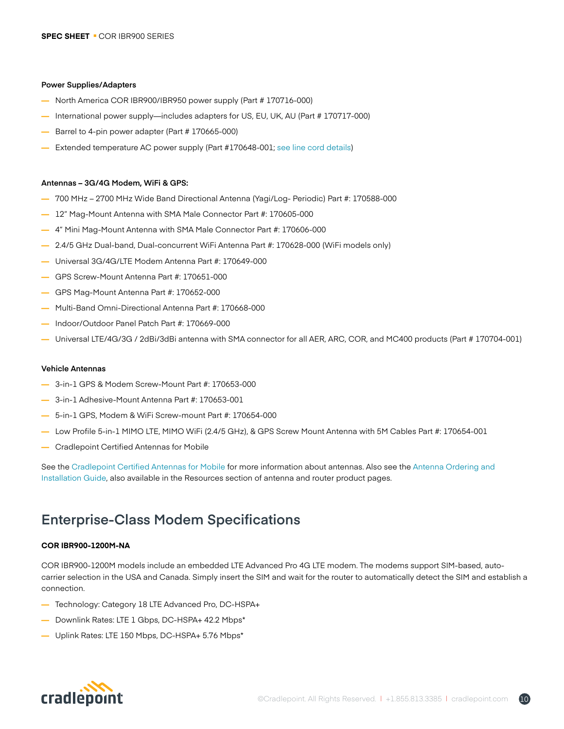**Power Supplies/Adapters**

- North America COR IBR900/IBR950 power supply (Part # 170716-000)
- International power supply—includes adapters for US, EU, UK, AU (Part # 170717-000)
- Barrel to 4-pin power adapter (Part # 170665-000)
- Extended temperature AC power supply (Part #170648-001; see line cord details)

**Antennas – 3G/4G Modem, WiFi & GPS:**

- 700 MHz – 2700 MHz Wide Band Directional Antenna (Yagi/Log- Periodic) Part #: 170588-000
- 12" Mag-Mount Antenna with SMA Male Connector Part #: 170605-000
- 4" Mini Mag-Mount Antenna with SMA Male Connector Part #: 170606-000
- 2.4/5 GHz Dual-band, Dual-concurrent WiFi Antenna Part #: 170628-000 (WiFi models only)
- Universal 3G/4G/LTE Modem Antenna Part #: 170649-000
- GPS Screw-Mount Antenna Part #: 170651-000
- GPS Mag-Mount Antenna Part #: 170652-000
- Multi-Band Omni-Directional Antenna Part #: 170668-000
- Indoor/Outdoor Panel Patch Part #: 170669-000
- Universal LTE/4G/3G / 2dBi/3dBi antenna with SMA connector for all AER, ARC, COR, and MC400 products (Part # 170704-001)

**Vehicle Antennas**

- 3-in-1 GPS & Modem Screw-Mount Part #: 170653-000
- 3-in-1 Adhesive-Mount Antenna Part #: 170653-001
- 5-in-1 GPS, Modem & WiFi Screw-mount Part #: 170654-000
- Low Profile 5-in-1 MIMO LTE, MIMO WiFi (2.4/5 GHz), & GPS Screw Mount Antenna with 5M Cables Part #: 170654-001
- Cradlepoint Certified Antennas for Mobile

See the Cradlepoint Certified Antennas for Mobile for more information about antennas. Also see the Antenna Ordering and Installation Guide, also available in the Resources section of antenna and router product pages.

## Enterprise-Class Modem Specifications

**COR IBR900-1200M-NA**

COR IBR900-1200M models include an embedded LTE Advanced Pro 4G LTE modem. The modems support SIM-based, auto-carrier selection in the USA and Canada. Simply insert the SIM and wait for the router to automatically detect the SIM and establish a connection.

- Technology: Category 18 LTE Advanced Pro, DC-HSPA+
- Downlink Rates: LTE 1 Gbps, DC-HSPA+ 42.2 Mbps*
- Uplink Rates: LTE 150 Mbps, DC-HSPA+ 5.76 Mbps*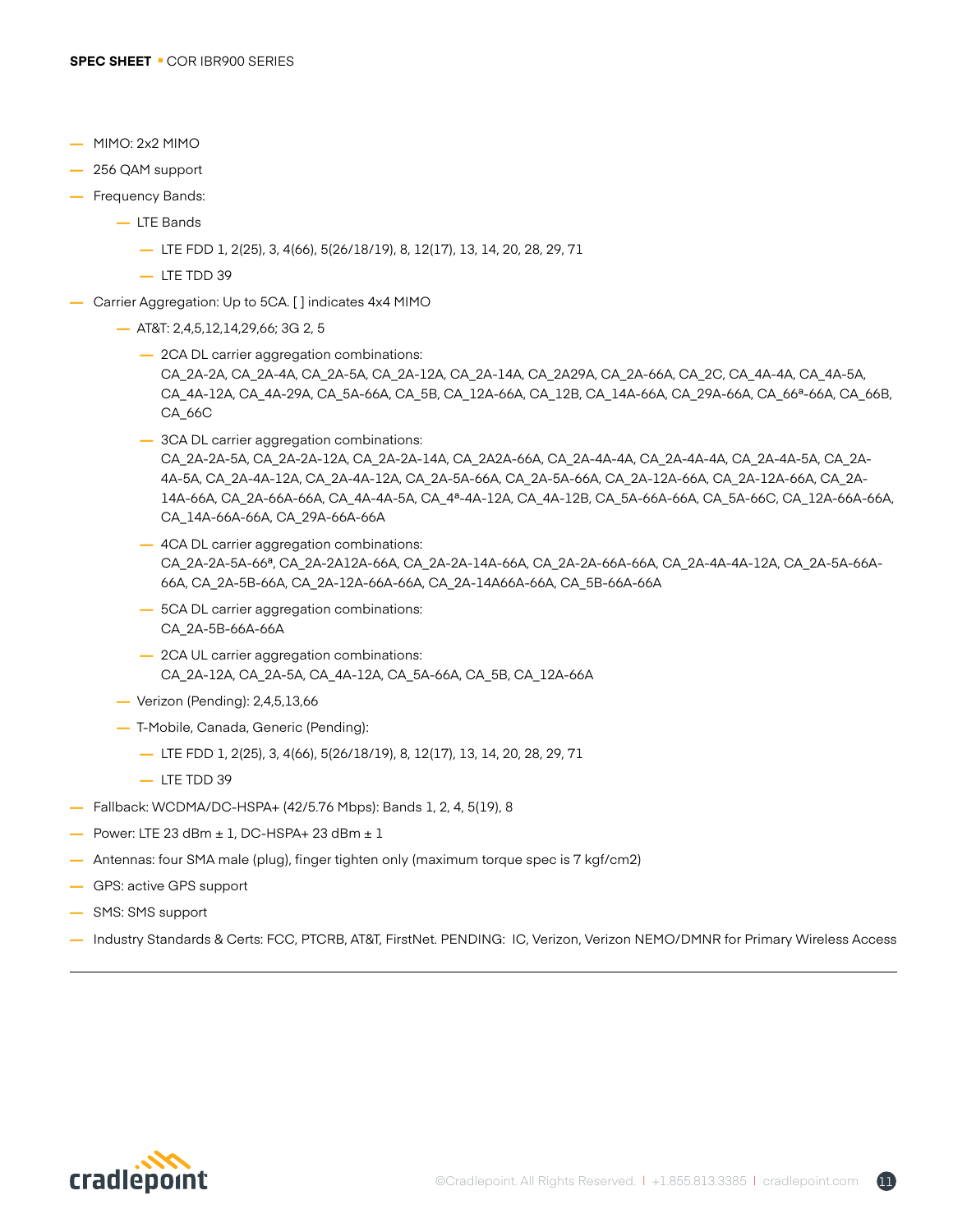- MIMO: 2x2 MIMO
- 256 QAM support
- Frequency Bands:
  - LTE Bands
    - LTE FDD 1, 2(25), 3, 4(66), 5(26/18/19), 8, 12(17), 13, 14, 20, 28, 29, 71
    - LTE TDD 39
- Carrier Aggregation: Up to 5CA. [ ] indicates 4x4 MIMO
  - AT&T: 2,4,5,12,14,29,66; 3G 2, 5
    - 2CA DL carrier aggregation combinations:
      CA_2A-2A, CA_2A-4A, CA_2A-5A, CA_2A-12A, CA_2A-14A, CA_2A29A, CA_2A-66A, CA_2C, CA_4A-4A, CA_4A-5A, CA_4A-12A, CA_4A-29A, CA_5A-66A, CA_5B, CA_12A-66A, CA_12B, CA_14A-66A, CA_29A-66A, CA_66ª-66A, CA_66B, CA_66C
    - 3CA DL carrier aggregation combinations:
      CA_2A-2A-5A, CA_2A-2A-12A, CA_2A-2A-14A, CA_2A2A-66A, CA_2A-4A-4A, CA_2A-4A-4A, CA_2A-4A-5A, CA_2A-4A-5A, CA_2A-4A-12A, CA_2A-4A-12A, CA_2A-5A-66A, CA_2A-5A-66A, CA_2A-12A-66A, CA_2A-12A-66A, CA_2A-14A-66A, CA_2A-66A-66A, CA_4A-4A-5A, CA_4ª-4A-12A, CA_4A-12B, CA_5A-66A-66A, CA_5A-66C, CA_12A-66A-66A, CA_14A-66A-66A, CA_29A-66A-66A
    - 4CA DL carrier aggregation combinations:
      CA_2A-2A-5A-66ª, CA_2A-2A12A-66A, CA_2A-2A-14A-66A, CA_2A-2A-66A-66A, CA_2A-4A-4A-12A, CA_2A-5A-66A-66A, CA_2A-5B-66A, CA_2A-12A-66A-66A, CA_2A-14A66A-66A, CA_5B-66A-66A
    - 5CA DL carrier aggregation combinations:
      CA_2A-5B-66A-66A
    - 2CA UL carrier aggregation combinations:
      CA_2A-12A, CA_2A-5A, CA_4A-12A, CA_5A-66A, CA_5B, CA_12A-66A
  - Verizon (Pending): 2,4,5,13,66
  - T-Mobile, Canada, Generic (Pending):
    - LTE FDD 1, 2(25), 3, 4(66), 5(26/18/19), 8, 12(17), 13, 14, 20, 28, 29, 71
    - LTE TDD 39
- Fallback: WCDMA/DC-HSPA+ (42/5.76 Mbps): Bands 1, 2, 4, 5(19), 8
- Power: LTE 23 dBm ± 1, DC-HSPA+ 23 dBm ± 1
- Antennas: four SMA male (plug), finger tighten only (maximum torque spec is 7 kgf/cm2)
- GPS: active GPS support
- SMS: SMS support
- Industry Standards & Certs: FCC, PTCRB, AT&T, FirstNet. PENDING: IC, Verizon, Verizon NEMO/DMNR for Primary Wireless Access

---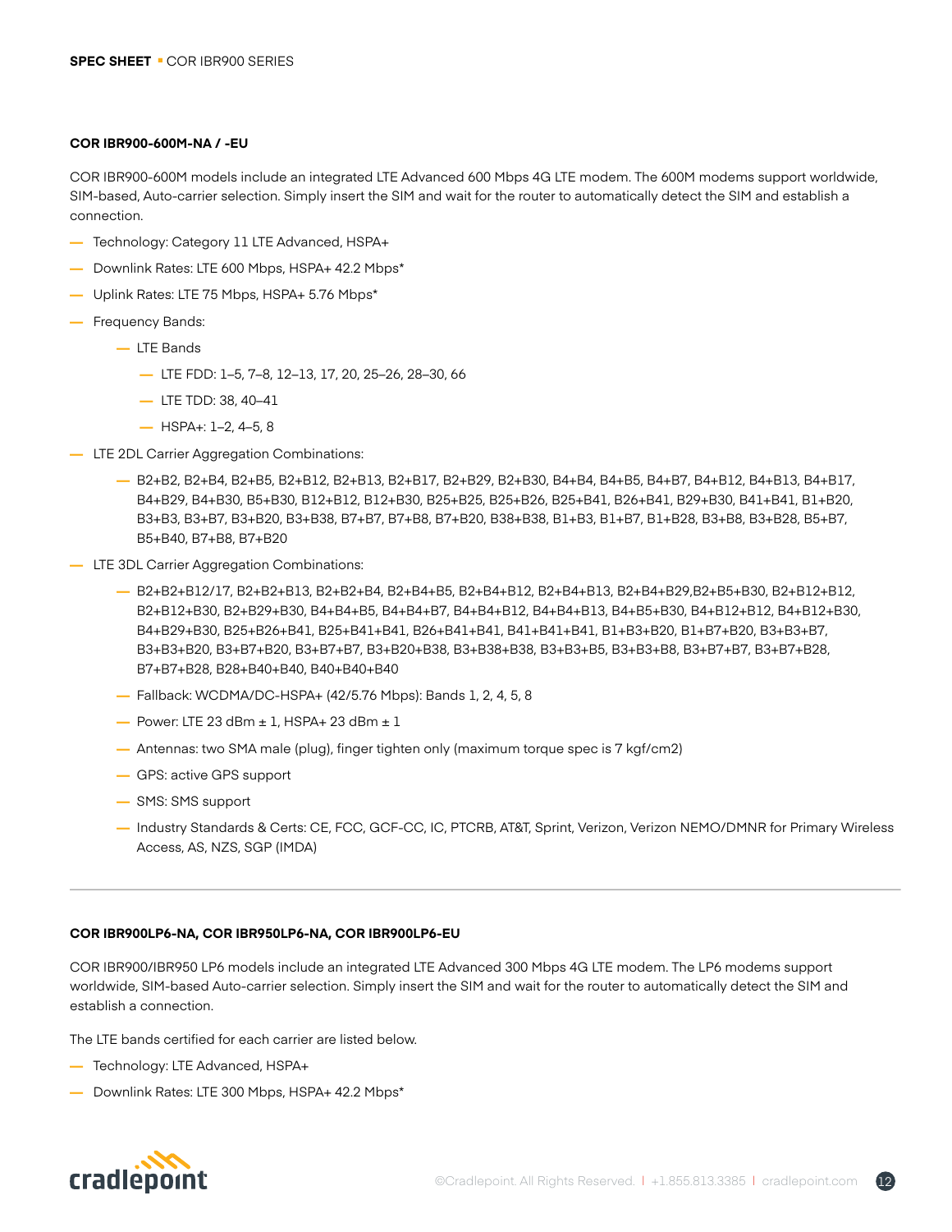### COR IBR900-600M-NA / -EU

COR IBR900-600M models include an integrated LTE Advanced 600 Mbps 4G LTE modem. The 600M modems support worldwide, SIM-based, Auto-carrier selection. Simply insert the SIM and wait for the router to automatically detect the SIM and establish a connection.

- Technology: Category 11 LTE Advanced, HSPA+
- Downlink Rates: LTE 600 Mbps, HSPA+ 42.2 Mbps*
- Uplink Rates: LTE 75 Mbps, HSPA+ 5.76 Mbps*
- Frequency Bands:
  - LTE Bands
    - LTE FDD: 1–5, 7–8, 12–13, 17, 20, 25–26, 28–30, 66
    - LTE TDD: 38, 40–41
    - HSPA+: 1–2, 4–5, 8
- LTE 2DL Carrier Aggregation Combinations:
  - B2+B2, B2+B4, B2+B5, B2+B12, B2+B13, B2+B17, B2+B29, B2+B30, B4+B4, B4+B5, B4+B7, B4+B12, B4+B13, B4+B17, B4+B29, B4+B30, B5+B30, B12+B12, B12+B30, B25+B25, B25+B26, B25+B41, B26+B41, B29+B30, B41+B41, B1+B20, B3+B3, B3+B7, B3+B20, B3+B38, B7+B7, B7+B8, B7+B20, B38+B38, B1+B3, B1+B7, B1+B28, B3+B8, B3+B28, B5+B7, B5+B40, B7+B8, B7+B20
- LTE 3DL Carrier Aggregation Combinations:
  - B2+B2+B12/17, B2+B2+B13, B2+B2+B4, B2+B4+B5, B2+B4+B12, B2+B4+B13, B2+B4+B29,B2+B5+B30, B2+B12+B12, B2+B12+B30, B2+B29+B30, B4+B4+B5, B4+B4+B7, B4+B4+B12, B4+B4+B13, B4+B5+B30, B4+B12+B12, B4+B12+B30, B4+B29+B30, B25+B26+B41, B25+B41+B41, B26+B41+B41, B41+B41+B41, B1+B3+B20, B1+B7+B20, B3+B3+B7, B3+B3+B20, B3+B7+B20, B3+B7+B7, B3+B20+B38, B3+B38+B38, B3+B3+B5, B3+B3+B8, B3+B7+B7, B3+B7+B28, B7+B7+B28, B28+B40+B40, B40+B40+B40
  - Fallback: WCDMA/DC-HSPA+ (42/5.76 Mbps): Bands 1, 2, 4, 5, 8
  - Power: LTE 23 dBm ± 1, HSPA+ 23 dBm ± 1
  - Antennas: two SMA male (plug), finger tighten only (maximum torque spec is 7 kgf/cm2)
  - GPS: active GPS support
  - SMS: SMS support
  - Industry Standards & Certs: CE, FCC, GCF-CC, IC, PTCRB, AT&T, Sprint, Verizon, Verizon NEMO/DMNR for Primary Wireless Access, AS, NZS, SGP (IMDA)

---

### COR IBR900LP6-NA, COR IBR950LP6-NA, COR IBR900LP6-EU

COR IBR900/IBR950 LP6 models include an integrated LTE Advanced 300 Mbps 4G LTE modem. The LP6 modems support worldwide, SIM-based Auto-carrier selection. Simply insert the SIM and wait for the router to automatically detect the SIM and establish a connection.

The LTE bands certified for each carrier are listed below.

- Technology: LTE Advanced, HSPA+
- Downlink Rates: LTE 300 Mbps, HSPA+ 42.2 Mbps*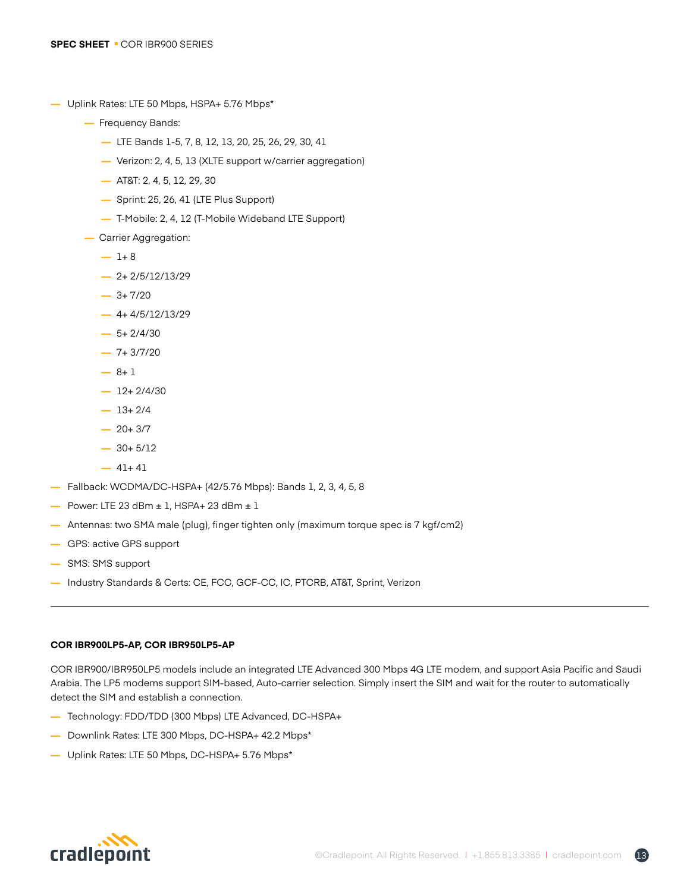- Uplink Rates: LTE 50 Mbps, HSPA+ 5.76 Mbps*
  - Frequency Bands:
    - LTE Bands 1-5, 7, 8, 12, 13, 20, 25, 26, 29, 30, 41
    - Verizon: 2, 4, 5, 13 (XLTE support w/carrier aggregation)
    - AT&T: 2, 4, 5, 12, 29, 30
    - Sprint: 25, 26, 41 (LTE Plus Support)
    - T-Mobile: 2, 4, 12 (T-Mobile Wideband LTE Support)
  - Carrier Aggregation:
    - 1+ 8
    - 2+ 2/5/12/13/29
    - 3+ 7/20
    - 4+ 4/5/12/13/29
    - 5+ 2/4/30
    - 7+ 3/7/20
    - 8+ 1
    - 12+ 2/4/30
    - 13+ 2/4
    - 20+ 3/7
    - 30+ 5/12
    - 41+ 41
- Fallback: WCDMA/DC-HSPA+ (42/5.76 Mbps): Bands 1, 2, 3, 4, 5, 8
- Power: LTE 23 dBm ± 1, HSPA+ 23 dBm ± 1
- Antennas: two SMA male (plug), finger tighten only (maximum torque spec is 7 kgf/cm2)
- GPS: active GPS support
- SMS: SMS support
- Industry Standards & Certs: CE, FCC, GCF-CC, IC, PTCRB, AT&T, Sprint, Verizon

---

**COR IBR900LP5-AP, COR IBR950LP5-AP**

COR IBR900/IBR950LP5 models include an integrated LTE Advanced 300 Mbps 4G LTE modem, and support Asia Pacific and Saudi Arabia. The LP5 modems support SIM-based, Auto-carrier selection. Simply insert the SIM and wait for the router to automatically detect the SIM and establish a connection.

- Technology: FDD/TDD (300 Mbps) LTE Advanced, DC-HSPA+
- Downlink Rates: LTE 300 Mbps, DC-HSPA+ 42.2 Mbps*
- Uplink Rates: LTE 50 Mbps, DC-HSPA+ 5.76 Mbps*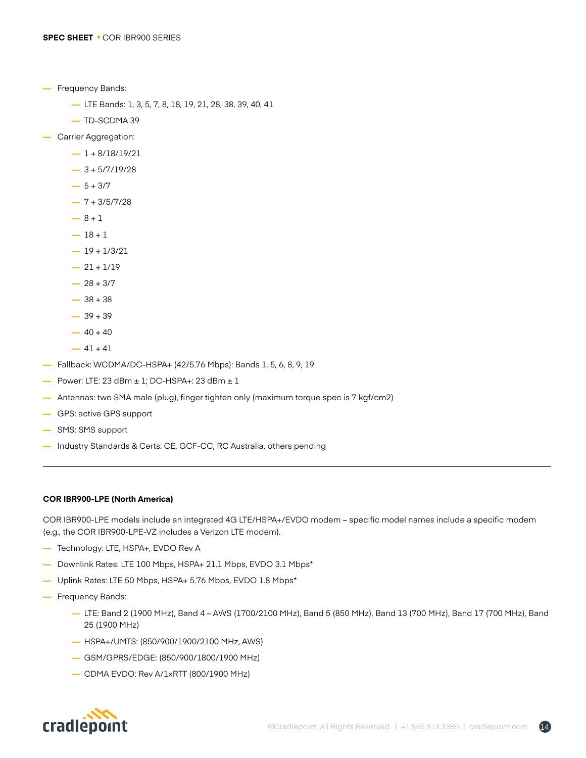- Frequency Bands:
  - LTE Bands: 1, 3, 5, 7, 8, 18, 19, 21, 28, 38, 39, 40, 41
  - TD-SCDMA 39
- Carrier Aggregation:
  - 1 + 8/18/19/21
  - 3 + 5/7/19/28
  - 5 + 3/7
  - 7 + 3/5/7/28
  - 8 + 1
  - 18 + 1
  - 19 + 1/3/21
  - 21 + 1/19
  - 28 + 3/7
  - 38 + 38
  - 39 + 39
  - 40 + 40
  - 41 + 41
- Fallback: WCDMA/DC-HSPA+ (42/5.76 Mbps): Bands 1, 5, 6, 8, 9, 19
- Power: LTE: 23 dBm ± 1; DC-HSPA+: 23 dBm ± 1
- Antennas: two SMA male (plug), finger tighten only (maximum torque spec is 7 kgf/cm2)
- GPS: active GPS support
- SMS: SMS support
- Industry Standards & Certs: CE, GCF-CC, RC Australia, others pending

---

**COR IBR900-LPE (North America)**

COR IBR900-LPE models include an integrated 4G LTE/HSPA+/EVDO modem – specific model names include a specific modem (e.g., the COR IBR900-LPE-VZ includes a Verizon LTE modem).

- Technology: LTE, HSPA+, EVDO Rev A
- Downlink Rates: LTE 100 Mbps, HSPA+ 21.1 Mbps, EVDO 3.1 Mbps*
- Uplink Rates: LTE 50 Mbps, HSPA+ 5.76 Mbps, EVDO 1.8 Mbps*
- Frequency Bands:
  - LTE: Band 2 (1900 MHz), Band 4 – AWS (1700/2100 MHz), Band 5 (850 MHz), Band 13 (700 MHz), Band 17 (700 MHz), Band 25 (1900 MHz)
  - HSPA+/UMTS: (850/900/1900/2100 MHz, AWS)
  - GSM/GPRS/EDGE: (850/900/1800/1900 MHz)
  - CDMA EVDO: Rev A/1xRTT (800/1900 MHz)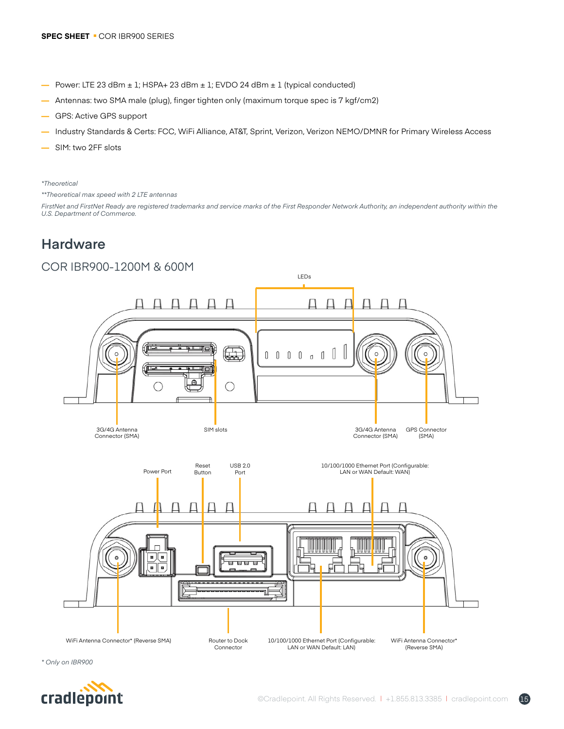- Power: LTE 23 dBm ± 1; HSPA+ 23 dBm ± 1; EVDO 24 dBm ± 1 (typical conducted)
- Antennas: two SMA male (plug), finger tighten only (maximum torque spec is 7 kgf/cm2)
- GPS: Active GPS support
- Industry Standards & Certs: FCC, WiFi Alliance, AT&T, Sprint, Verizon, Verizon NEMO/DMNR for Primary Wireless Access
- SIM: two 2FF slots

*\*Theoretical*

*\*\*Theoretical max speed with 2 LTE antennas*

*FirstNet and FirstNet Ready are registered trademarks and service marks of the First Responder Network Authority, an independent authority within the U.S. Department of Commerce.*

## Hardware

### COR IBR900-1200M & 600M

LEDs

3G/4G Antenna Connector (SMA)

SIM slots

3G/4G Antenna Connector (SMA)

GPS Connector (SMA)

Power Port

Reset Button

USB 2.0 Port

10/100/1000 Ethernet Port (Configurable: LAN or WAN Default: WAN)

WiFi Antenna Connector* (Reverse SMA)

Router to Dock Connector

10/100/1000 Ethernet Port (Configurable: LAN or WAN Default: LAN)

WiFi Antenna Connector* (Reverse SMA)

*\* Only on IBR900*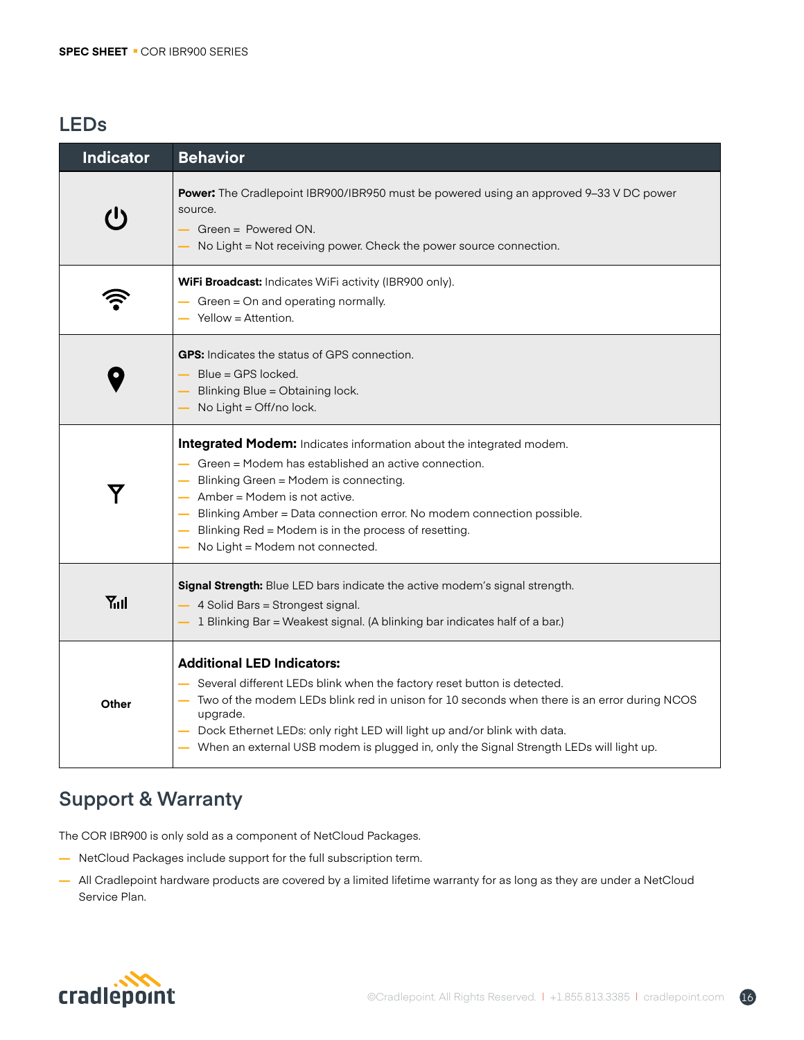## LEDs

| Indicator | Behavior |
|---|---|
| ⏻ | **Power:** The Cradlepoint IBR900/IBR950 must be powered using an approved 9–33 V DC power source.<br>— Green = Powered ON.<br>— No Light = Not receiving power. Check the power source connection. |
| WiFi | **WiFi Broadcast:** Indicates WiFi activity (IBR900 only).<br>— Green = On and operating normally.<br>— Yellow = Attention. |
| GPS | **GPS:** Indicates the status of GPS connection.<br>— Blue = GPS locked.<br>— Blinking Blue = Obtaining lock.<br>— No Light = Off/no lock. |
| Modem | **Integrated Modem:** Indicates information about the integrated modem.<br>— Green = Modem has established an active connection.<br>— Blinking Green = Modem is connecting.<br>— Amber = Modem is not active.<br>— Blinking Amber = Data connection error. No modem connection possible.<br>— Blinking Red = Modem is in the process of resetting.<br>— No Light = Modem not connected. |
| Signal | **Signal Strength:** Blue LED bars indicate the active modem's signal strength.<br>— 4 Solid Bars = Strongest signal.<br>— 1 Blinking Bar = Weakest signal. (A blinking bar indicates half of a bar.) |
| Other | **Additional LED Indicators:**<br>— Several different LEDs blink when the factory reset button is detected.<br>— Two of the modem LEDs blink red in unison for 10 seconds when there is an error during NCOS upgrade.<br>— Dock Ethernet LEDs: only right LED will light up and/or blink with data.<br>— When an external USB modem is plugged in, only the Signal Strength LEDs will light up. |

## Support & Warranty

The COR IBR900 is only sold as a component of NetCloud Packages.

- NetCloud Packages include support for the full subscription term.
- All Cradlepoint hardware products are covered by a limited lifetime warranty for as long as they are under a NetCloud Service Plan.